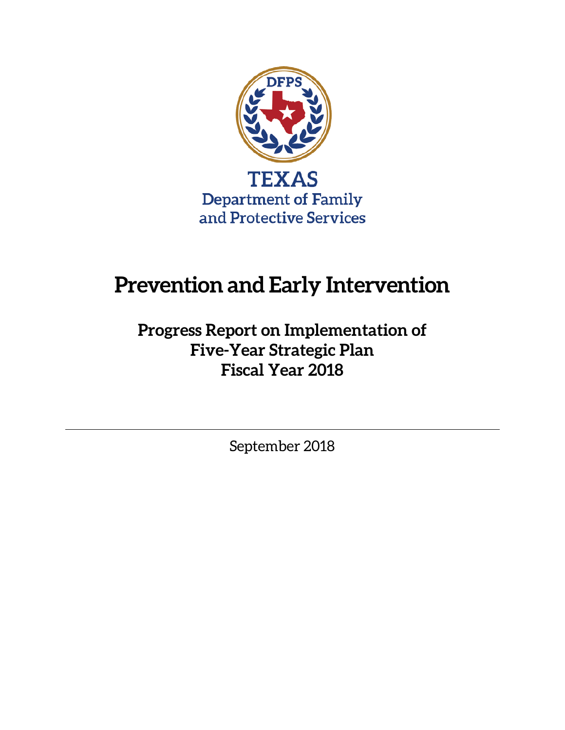DFPS

TEXAS
Department of Family
and Protective Services

# Prevention and Early Intervention

## Progress Report on Implementation of Five-Year Strategic Plan Fiscal Year 2018

---

September 2018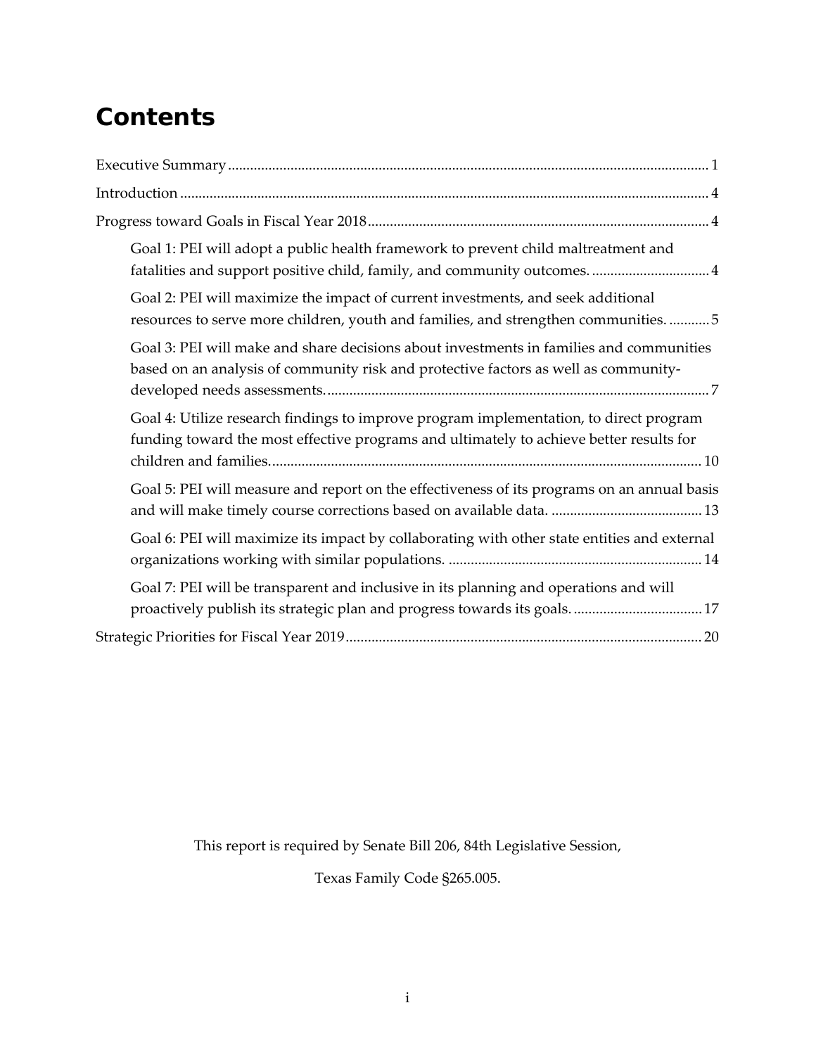# Contents

Executive Summary ..... 1

Introduction ..... 4

Progress toward Goals in Fiscal Year 2018 ..... 4

- Goal 1: PEI will adopt a public health framework to prevent child maltreatment and fatalities and support positive child, family, and community outcomes. ..... 4
- Goal 2: PEI will maximize the impact of current investments, and seek additional resources to serve more children, youth and families, and strengthen communities. ..... 5
- Goal 3: PEI will make and share decisions about investments in families and communities based on an analysis of community risk and protective factors as well as community-developed needs assessments. ..... 7
- Goal 4: Utilize research findings to improve program implementation, to direct program funding toward the most effective programs and ultimately to achieve better results for children and families. ..... 10
- Goal 5: PEI will measure and report on the effectiveness of its programs on an annual basis and will make timely course corrections based on available data. ..... 13
- Goal 6: PEI will maximize its impact by collaborating with other state entities and external organizations working with similar populations. ..... 14
- Goal 7: PEI will be transparent and inclusive in its planning and operations and will proactively publish its strategic plan and progress towards its goals. ..... 17

Strategic Priorities for Fiscal Year 2019 ..... 20

This report is required by Senate Bill 206, 84th Legislative Session,

Texas Family Code §265.005.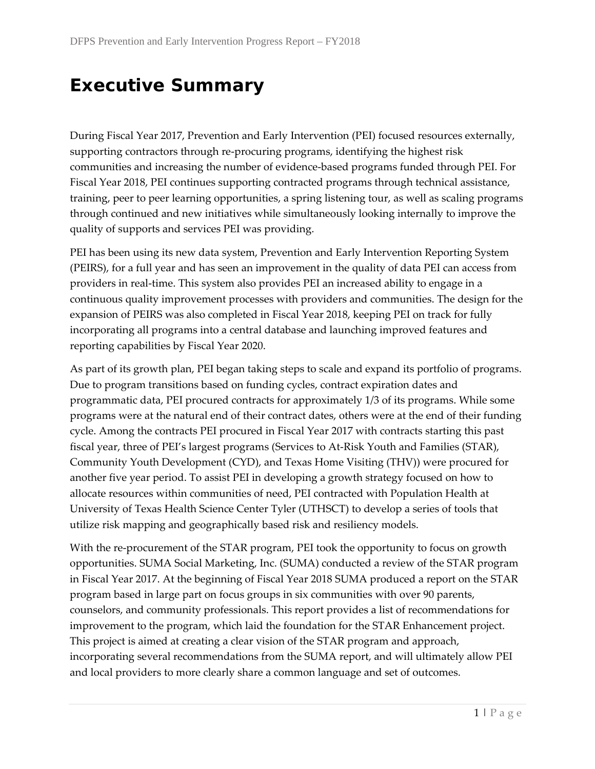# Executive Summary

During Fiscal Year 2017, Prevention and Early Intervention (PEI) focused resources externally, supporting contractors through re-procuring programs, identifying the highest risk communities and increasing the number of evidence-based programs funded through PEI. For Fiscal Year 2018, PEI continues supporting contracted programs through technical assistance, training, peer to peer learning opportunities, a spring listening tour, as well as scaling programs through continued and new initiatives while simultaneously looking internally to improve the quality of supports and services PEI was providing.

PEI has been using its new data system, Prevention and Early Intervention Reporting System (PEIRS), for a full year and has seen an improvement in the quality of data PEI can access from providers in real-time. This system also provides PEI an increased ability to engage in a continuous quality improvement processes with providers and communities. The design for the expansion of PEIRS was also completed in Fiscal Year 2018, keeping PEI on track for fully incorporating all programs into a central database and launching improved features and reporting capabilities by Fiscal Year 2020.

As part of its growth plan, PEI began taking steps to scale and expand its portfolio of programs. Due to program transitions based on funding cycles, contract expiration dates and programmatic data, PEI procured contracts for approximately 1/3 of its programs. While some programs were at the natural end of their contract dates, others were at the end of their funding cycle. Among the contracts PEI procured in Fiscal Year 2017 with contracts starting this past fiscal year, three of PEI's largest programs (Services to At-Risk Youth and Families (STAR), Community Youth Development (CYD), and Texas Home Visiting (THV)) were procured for another five year period. To assist PEI in developing a growth strategy focused on how to allocate resources within communities of need, PEI contracted with Population Health at University of Texas Health Science Center Tyler (UTHSCT) to develop a series of tools that utilize risk mapping and geographically based risk and resiliency models.

With the re-procurement of the STAR program, PEI took the opportunity to focus on growth opportunities. SUMA Social Marketing, Inc. (SUMA) conducted a review of the STAR program in Fiscal Year 2017. At the beginning of Fiscal Year 2018 SUMA produced a report on the STAR program based in large part on focus groups in six communities with over 90 parents, counselors, and community professionals. This report provides a list of recommendations for improvement to the program, which laid the foundation for the STAR Enhancement project. This project is aimed at creating a clear vision of the STAR program and approach, incorporating several recommendations from the SUMA report, and will ultimately allow PEI and local providers to more clearly share a common language and set of outcomes.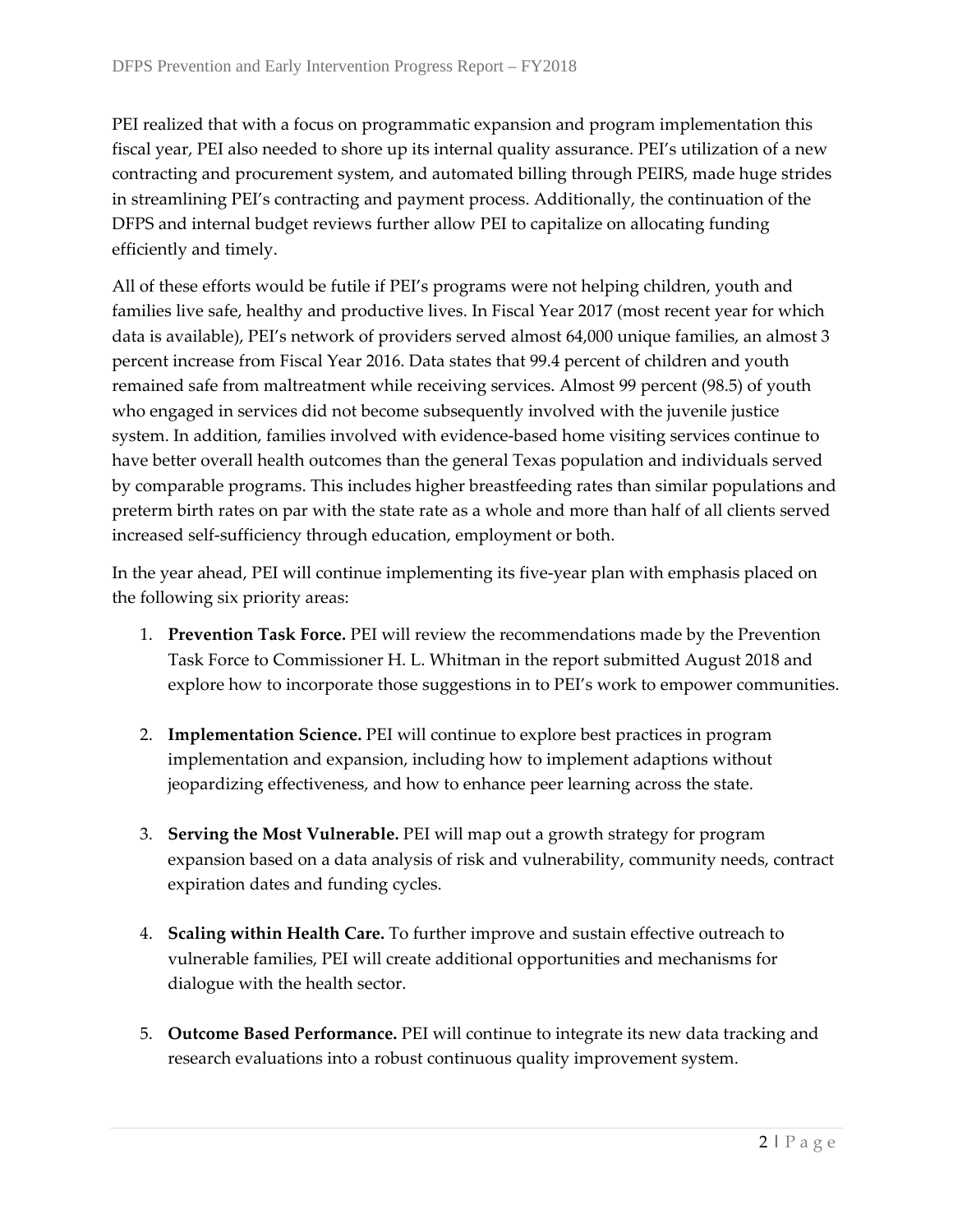PEI realized that with a focus on programmatic expansion and program implementation this fiscal year, PEI also needed to shore up its internal quality assurance. PEI's utilization of a new contracting and procurement system, and automated billing through PEIRS, made huge strides in streamlining PEI's contracting and payment process. Additionally, the continuation of the DFPS and internal budget reviews further allow PEI to capitalize on allocating funding efficiently and timely.

All of these efforts would be futile if PEI's programs were not helping children, youth and families live safe, healthy and productive lives. In Fiscal Year 2017 (most recent year for which data is available), PEI's network of providers served almost 64,000 unique families, an almost 3 percent increase from Fiscal Year 2016. Data states that 99.4 percent of children and youth remained safe from maltreatment while receiving services. Almost 99 percent (98.5) of youth who engaged in services did not become subsequently involved with the juvenile justice system. In addition, families involved with evidence-based home visiting services continue to have better overall health outcomes than the general Texas population and individuals served by comparable programs. This includes higher breastfeeding rates than similar populations and preterm birth rates on par with the state rate as a whole and more than half of all clients served increased self-sufficiency through education, employment or both.

In the year ahead, PEI will continue implementing its five-year plan with emphasis placed on the following six priority areas:

1. **Prevention Task Force.** PEI will review the recommendations made by the Prevention Task Force to Commissioner H. L. Whitman in the report submitted August 2018 and explore how to incorporate those suggestions in to PEI's work to empower communities.

2. **Implementation Science.** PEI will continue to explore best practices in program implementation and expansion, including how to implement adaptions without jeopardizing effectiveness, and how to enhance peer learning across the state.

3. **Serving the Most Vulnerable.** PEI will map out a growth strategy for program expansion based on a data analysis of risk and vulnerability, community needs, contract expiration dates and funding cycles.

4. **Scaling within Health Care.** To further improve and sustain effective outreach to vulnerable families, PEI will create additional opportunities and mechanisms for dialogue with the health sector.

5. **Outcome Based Performance.** PEI will continue to integrate its new data tracking and research evaluations into a robust continuous quality improvement system.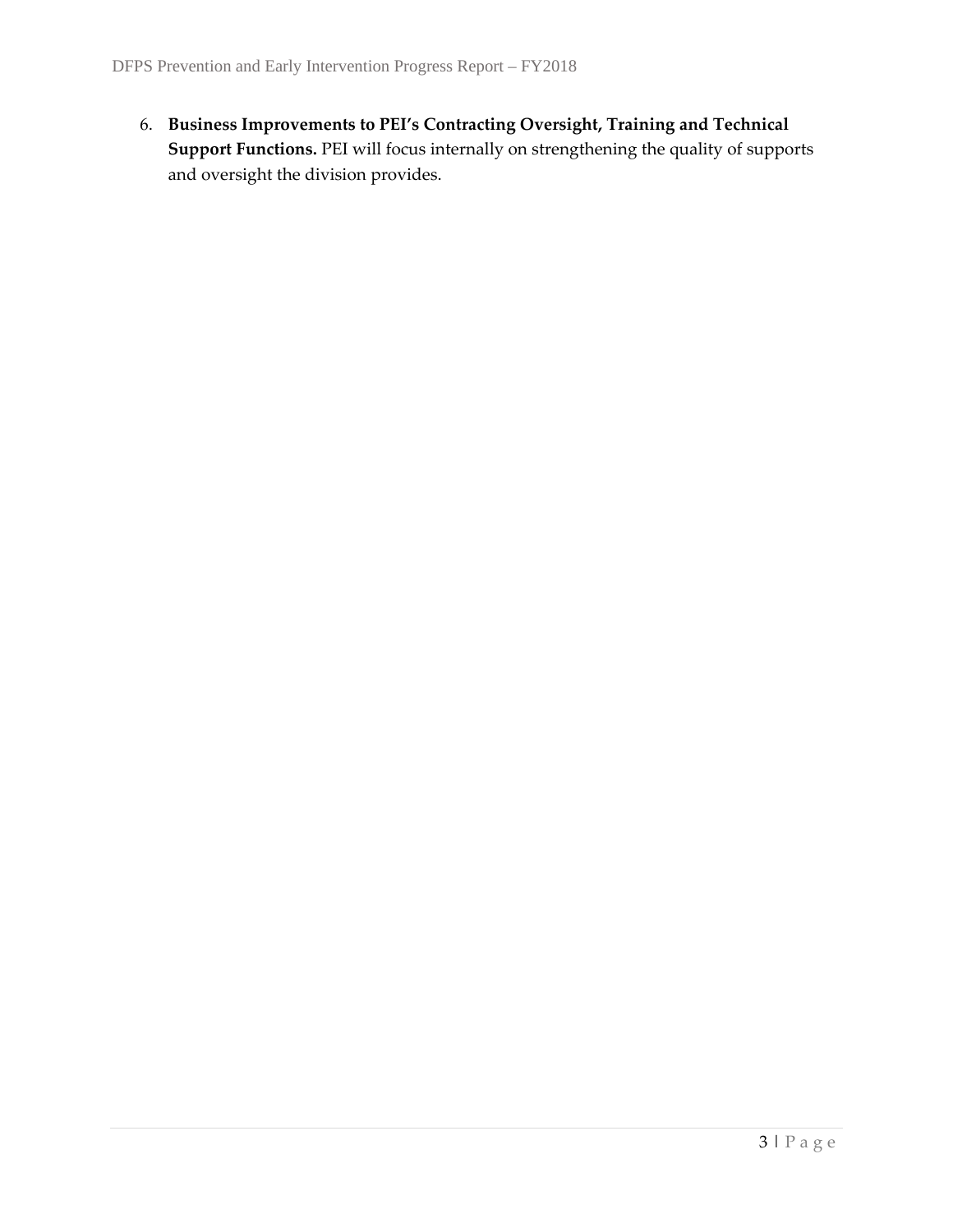6. **Business Improvements to PEI's Contracting Oversight, Training and Technical Support Functions.** PEI will focus internally on strengthening the quality of supports and oversight the division provides.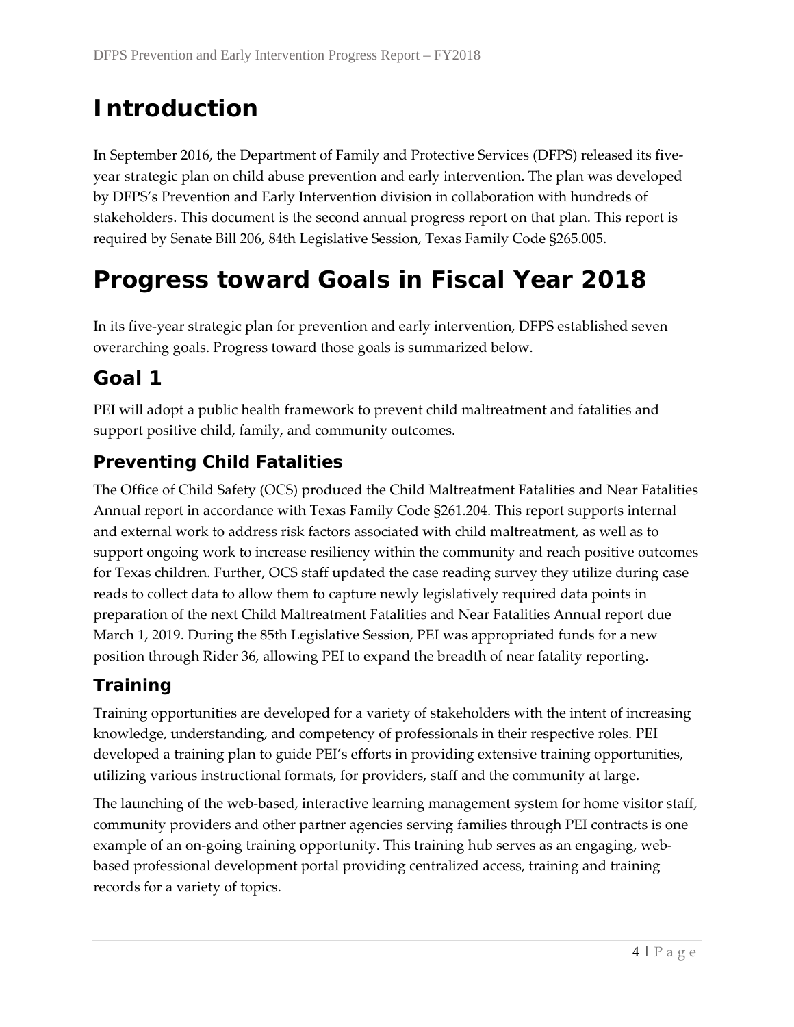# Introduction

In September 2016, the Department of Family and Protective Services (DFPS) released its five-year strategic plan on child abuse prevention and early intervention. The plan was developed by DFPS's Prevention and Early Intervention division in collaboration with hundreds of stakeholders. This document is the second annual progress report on that plan. This report is required by Senate Bill 206, 84th Legislative Session, Texas Family Code §265.005.

# Progress toward Goals in Fiscal Year 2018

In its five-year strategic plan for prevention and early intervention, DFPS established seven overarching goals. Progress toward those goals is summarized below.

## Goal 1

PEI will adopt a public health framework to prevent child maltreatment and fatalities and support positive child, family, and community outcomes.

### Preventing Child Fatalities

The Office of Child Safety (OCS) produced the Child Maltreatment Fatalities and Near Fatalities Annual report in accordance with Texas Family Code §261.204. This report supports internal and external work to address risk factors associated with child maltreatment, as well as to support ongoing work to increase resiliency within the community and reach positive outcomes for Texas children. Further, OCS staff updated the case reading survey they utilize during case reads to collect data to allow them to capture newly legislatively required data points in preparation of the next Child Maltreatment Fatalities and Near Fatalities Annual report due March 1, 2019. During the 85th Legislative Session, PEI was appropriated funds for a new position through Rider 36, allowing PEI to expand the breadth of near fatality reporting.

### Training

Training opportunities are developed for a variety of stakeholders with the intent of increasing knowledge, understanding, and competency of professionals in their respective roles. PEI developed a training plan to guide PEI's efforts in providing extensive training opportunities, utilizing various instructional formats, for providers, staff and the community at large.

The launching of the web-based, interactive learning management system for home visitor staff, community providers and other partner agencies serving families through PEI contracts is one example of an on-going training opportunity. This training hub serves as an engaging, web-based professional development portal providing centralized access, training and training records for a variety of topics.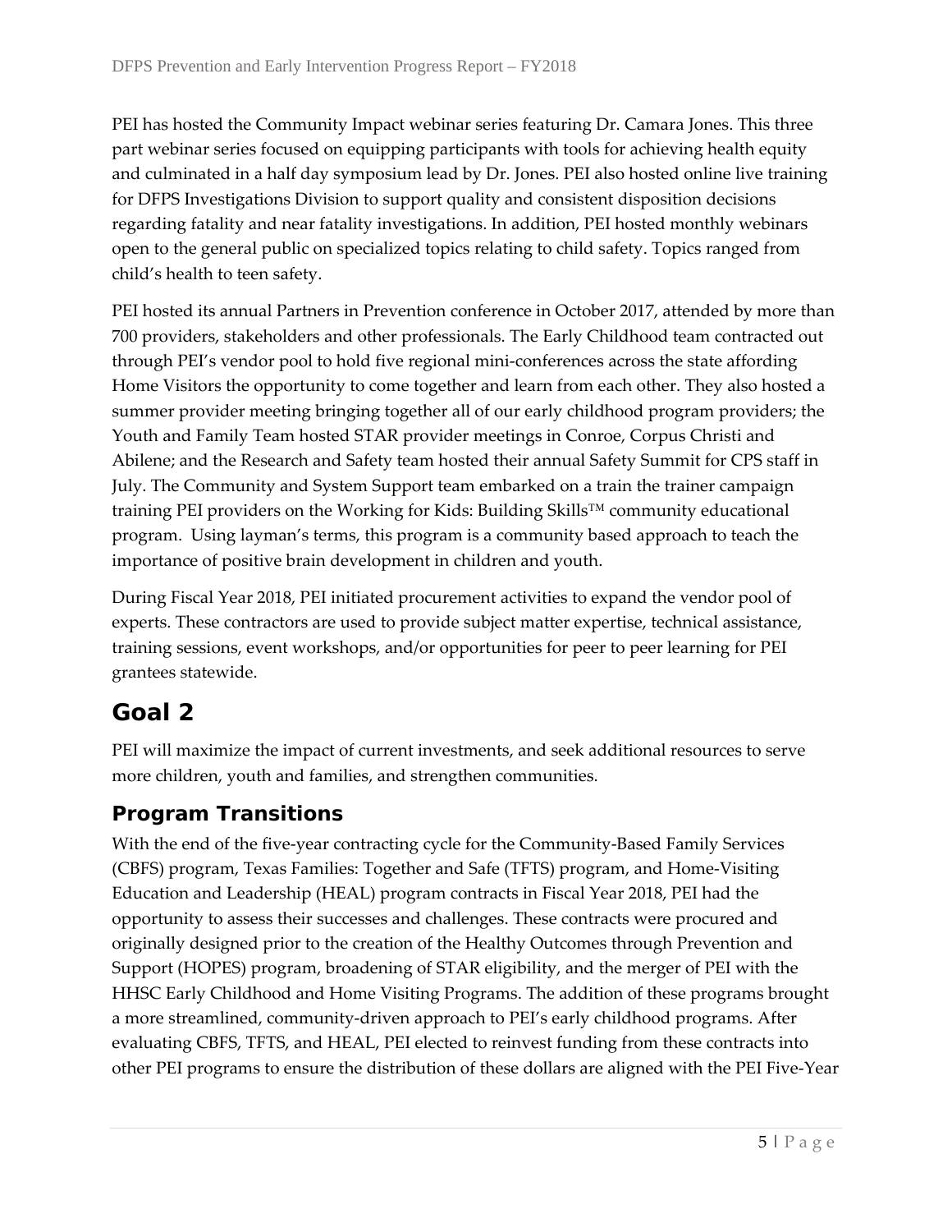PEI has hosted the Community Impact webinar series featuring Dr. Camara Jones. This three part webinar series focused on equipping participants with tools for achieving health equity and culminated in a half day symposium lead by Dr. Jones. PEI also hosted online live training for DFPS Investigations Division to support quality and consistent disposition decisions regarding fatality and near fatality investigations. In addition, PEI hosted monthly webinars open to the general public on specialized topics relating to child safety. Topics ranged from child's health to teen safety.

PEI hosted its annual Partners in Prevention conference in October 2017, attended by more than 700 providers, stakeholders and other professionals. The Early Childhood team contracted out through PEI's vendor pool to hold five regional mini-conferences across the state affording Home Visitors the opportunity to come together and learn from each other. They also hosted a summer provider meeting bringing together all of our early childhood program providers; the Youth and Family Team hosted STAR provider meetings in Conroe, Corpus Christi and Abilene; and the Research and Safety team hosted their annual Safety Summit for CPS staff in July. The Community and System Support team embarked on a train the trainer campaign training PEI providers on the Working for Kids: Building Skills™ community educational program. Using layman's terms, this program is a community based approach to teach the importance of positive brain development in children and youth.

During Fiscal Year 2018, PEI initiated procurement activities to expand the vendor pool of experts. These contractors are used to provide subject matter expertise, technical assistance, training sessions, event workshops, and/or opportunities for peer to peer learning for PEI grantees statewide.

# Goal 2

PEI will maximize the impact of current investments, and seek additional resources to serve more children, youth and families, and strengthen communities.

## Program Transitions

With the end of the five-year contracting cycle for the Community-Based Family Services (CBFS) program, Texas Families: Together and Safe (TFTS) program, and Home-Visiting Education and Leadership (HEAL) program contracts in Fiscal Year 2018, PEI had the opportunity to assess their successes and challenges. These contracts were procured and originally designed prior to the creation of the Healthy Outcomes through Prevention and Support (HOPES) program, broadening of STAR eligibility, and the merger of PEI with the HHSC Early Childhood and Home Visiting Programs. The addition of these programs brought a more streamlined, community-driven approach to PEI's early childhood programs. After evaluating CBFS, TFTS, and HEAL, PEI elected to reinvest funding from these contracts into other PEI programs to ensure the distribution of these dollars are aligned with the PEI Five-Year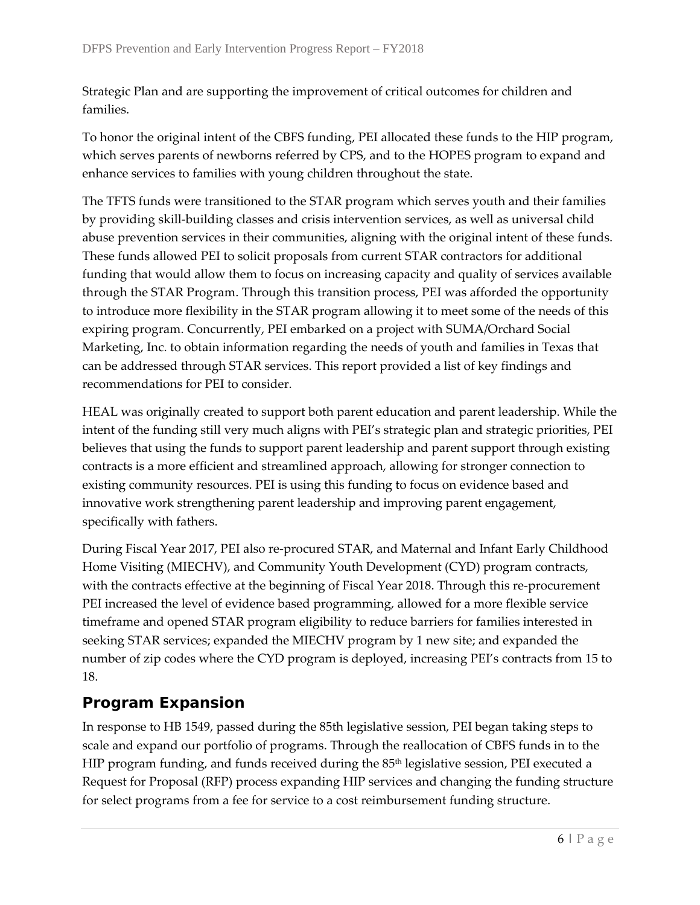Strategic Plan and are supporting the improvement of critical outcomes for children and families.

To honor the original intent of the CBFS funding, PEI allocated these funds to the HIP program, which serves parents of newborns referred by CPS, and to the HOPES program to expand and enhance services to families with young children throughout the state.

The TFTS funds were transitioned to the STAR program which serves youth and their families by providing skill-building classes and crisis intervention services, as well as universal child abuse prevention services in their communities, aligning with the original intent of these funds. These funds allowed PEI to solicit proposals from current STAR contractors for additional funding that would allow them to focus on increasing capacity and quality of services available through the STAR Program. Through this transition process, PEI was afforded the opportunity to introduce more flexibility in the STAR program allowing it to meet some of the needs of this expiring program. Concurrently, PEI embarked on a project with SUMA/Orchard Social Marketing, Inc. to obtain information regarding the needs of youth and families in Texas that can be addressed through STAR services. This report provided a list of key findings and recommendations for PEI to consider.

HEAL was originally created to support both parent education and parent leadership. While the intent of the funding still very much aligns with PEI's strategic plan and strategic priorities, PEI believes that using the funds to support parent leadership and parent support through existing contracts is a more efficient and streamlined approach, allowing for stronger connection to existing community resources. PEI is using this funding to focus on evidence based and innovative work strengthening parent leadership and improving parent engagement, specifically with fathers.

During Fiscal Year 2017, PEI also re-procured STAR, and Maternal and Infant Early Childhood Home Visiting (MIECHV), and Community Youth Development (CYD) program contracts, with the contracts effective at the beginning of Fiscal Year 2018. Through this re-procurement PEI increased the level of evidence based programming, allowed for a more flexible service timeframe and opened STAR program eligibility to reduce barriers for families interested in seeking STAR services; expanded the MIECHV program by 1 new site; and expanded the number of zip codes where the CYD program is deployed, increasing PEI's contracts from 15 to 18.

## Program Expansion

In response to HB 1549, passed during the 85th legislative session, PEI began taking steps to scale and expand our portfolio of programs. Through the reallocation of CBFS funds in to the HIP program funding, and funds received during the 85th legislative session, PEI executed a Request for Proposal (RFP) process expanding HIP services and changing the funding structure for select programs from a fee for service to a cost reimbursement funding structure.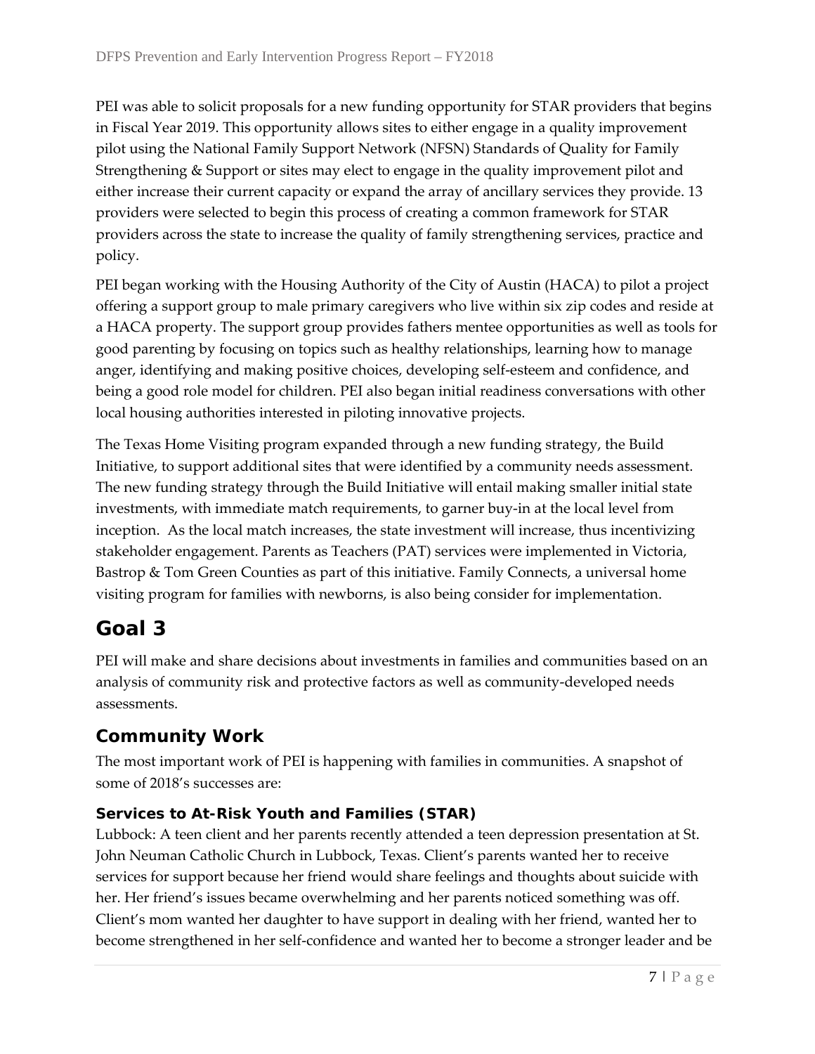PEI was able to solicit proposals for a new funding opportunity for STAR providers that begins in Fiscal Year 2019. This opportunity allows sites to either engage in a quality improvement pilot using the National Family Support Network (NFSN) Standards of Quality for Family Strengthening & Support or sites may elect to engage in the quality improvement pilot and either increase their current capacity or expand the array of ancillary services they provide. 13 providers were selected to begin this process of creating a common framework for STAR providers across the state to increase the quality of family strengthening services, practice and policy.

PEI began working with the Housing Authority of the City of Austin (HACA) to pilot a project offering a support group to male primary caregivers who live within six zip codes and reside at a HACA property. The support group provides fathers mentee opportunities as well as tools for good parenting by focusing on topics such as healthy relationships, learning how to manage anger, identifying and making positive choices, developing self-esteem and confidence, and being a good role model for children. PEI also began initial readiness conversations with other local housing authorities interested in piloting innovative projects.

The Texas Home Visiting program expanded through a new funding strategy, the Build Initiative, to support additional sites that were identified by a community needs assessment. The new funding strategy through the Build Initiative will entail making smaller initial state investments, with immediate match requirements, to garner buy-in at the local level from inception. As the local match increases, the state investment will increase, thus incentivizing stakeholder engagement. Parents as Teachers (PAT) services were implemented in Victoria, Bastrop & Tom Green Counties as part of this initiative. Family Connects, a universal home visiting program for families with newborns, is also being consider for implementation.

# Goal 3

PEI will make and share decisions about investments in families and communities based on an analysis of community risk and protective factors as well as community-developed needs assessments.

## Community Work

The most important work of PEI is happening with families in communities. A snapshot of some of 2018's successes are:

### Services to At-Risk Youth and Families (STAR)

Lubbock: A teen client and her parents recently attended a teen depression presentation at St. John Neuman Catholic Church in Lubbock, Texas. Client's parents wanted her to receive services for support because her friend would share feelings and thoughts about suicide with her. Her friend's issues became overwhelming and her parents noticed something was off. Client's mom wanted her daughter to have support in dealing with her friend, wanted her to become strengthened in her self-confidence and wanted her to become a stronger leader and be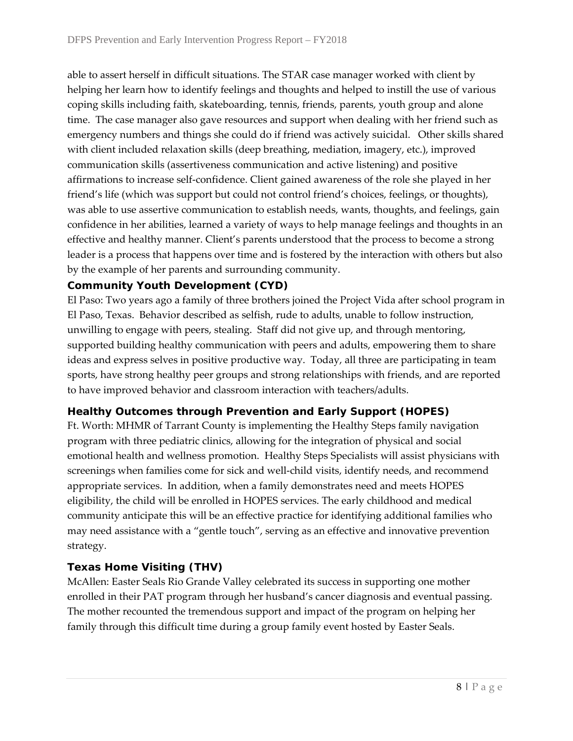able to assert herself in difficult situations. The STAR case manager worked with client by helping her learn how to identify feelings and thoughts and helped to instill the use of various coping skills including faith, skateboarding, tennis, friends, parents, youth group and alone time. The case manager also gave resources and support when dealing with her friend such as emergency numbers and things she could do if friend was actively suicidal. Other skills shared with client included relaxation skills (deep breathing, mediation, imagery, etc.), improved communication skills (assertiveness communication and active listening) and positive affirmations to increase self-confidence. Client gained awareness of the role she played in her friend's life (which was support but could not control friend's choices, feelings, or thoughts), was able to use assertive communication to establish needs, wants, thoughts, and feelings, gain confidence in her abilities, learned a variety of ways to help manage feelings and thoughts in an effective and healthy manner. Client's parents understood that the process to become a strong leader is a process that happens over time and is fostered by the interaction with others but also by the example of her parents and surrounding community.

### Community Youth Development (CYD)

El Paso: Two years ago a family of three brothers joined the Project Vida after school program in El Paso, Texas. Behavior described as selfish, rude to adults, unable to follow instruction, unwilling to engage with peers, stealing. Staff did not give up, and through mentoring, supported building healthy communication with peers and adults, empowering them to share ideas and express selves in positive productive way. Today, all three are participating in team sports, have strong healthy peer groups and strong relationships with friends, and are reported to have improved behavior and classroom interaction with teachers/adults.

### Healthy Outcomes through Prevention and Early Support (HOPES)

Ft. Worth: MHMR of Tarrant County is implementing the Healthy Steps family navigation program with three pediatric clinics, allowing for the integration of physical and social emotional health and wellness promotion. Healthy Steps Specialists will assist physicians with screenings when families come for sick and well-child visits, identify needs, and recommend appropriate services. In addition, when a family demonstrates need and meets HOPES eligibility, the child will be enrolled in HOPES services. The early childhood and medical community anticipate this will be an effective practice for identifying additional families who may need assistance with a "gentle touch", serving as an effective and innovative prevention strategy.

### Texas Home Visiting (THV)

McAllen: Easter Seals Rio Grande Valley celebrated its success in supporting one mother enrolled in their PAT program through her husband's cancer diagnosis and eventual passing. The mother recounted the tremendous support and impact of the program on helping her family through this difficult time during a group family event hosted by Easter Seals.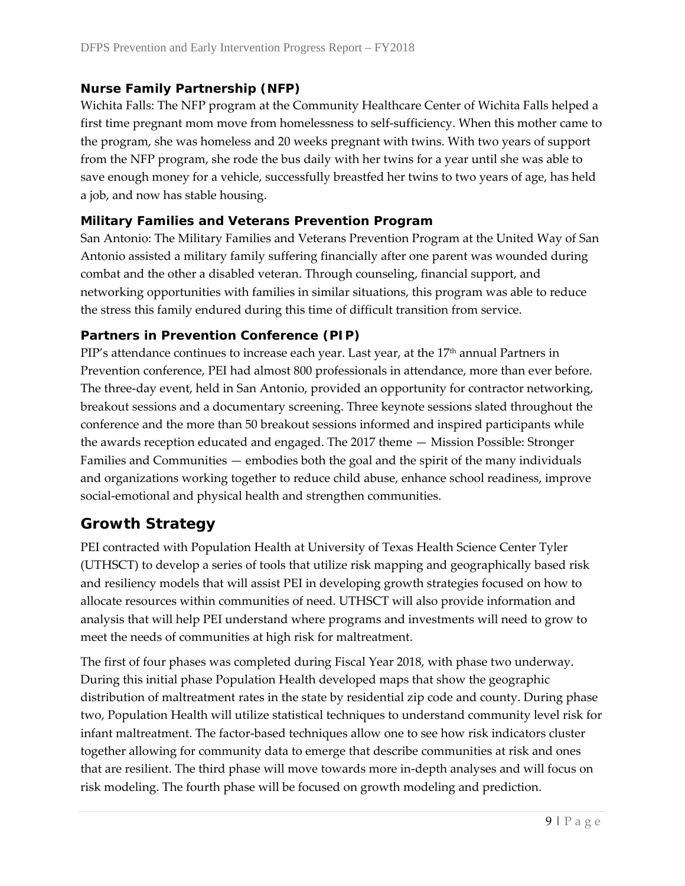### Nurse Family Partnership (NFP)

Wichita Falls: The NFP program at the Community Healthcare Center of Wichita Falls helped a first time pregnant mom move from homelessness to self-sufficiency. When this mother came to the program, she was homeless and 20 weeks pregnant with twins. With two years of support from the NFP program, she rode the bus daily with her twins for a year until she was able to save enough money for a vehicle, successfully breastfed her twins to two years of age, has held a job, and now has stable housing.

### Military Families and Veterans Prevention Program

San Antonio: The Military Families and Veterans Prevention Program at the United Way of San Antonio assisted a military family suffering financially after one parent was wounded during combat and the other a disabled veteran. Through counseling, financial support, and networking opportunities with families in similar situations, this program was able to reduce the stress this family endured during this time of difficult transition from service.

### Partners in Prevention Conference (PIP)

PIP's attendance continues to increase each year. Last year, at the 17th annual Partners in Prevention conference, PEI had almost 800 professionals in attendance, more than ever before. The three-day event, held in San Antonio, provided an opportunity for contractor networking, breakout sessions and a documentary screening. Three keynote sessions slated throughout the conference and the more than 50 breakout sessions informed and inspired participants while the awards reception educated and engaged. The 2017 theme — Mission Possible: Stronger Families and Communities — embodies both the goal and the spirit of the many individuals and organizations working together to reduce child abuse, enhance school readiness, improve social-emotional and physical health and strengthen communities.

## Growth Strategy

PEI contracted with Population Health at University of Texas Health Science Center Tyler (UTHSCT) to develop a series of tools that utilize risk mapping and geographically based risk and resiliency models that will assist PEI in developing growth strategies focused on how to allocate resources within communities of need. UTHSCT will also provide information and analysis that will help PEI understand where programs and investments will need to grow to meet the needs of communities at high risk for maltreatment.

The first of four phases was completed during Fiscal Year 2018, with phase two underway. During this initial phase Population Health developed maps that show the geographic distribution of maltreatment rates in the state by residential zip code and county. During phase two, Population Health will utilize statistical techniques to understand community level risk for infant maltreatment. The factor-based techniques allow one to see how risk indicators cluster together allowing for community data to emerge that describe communities at risk and ones that are resilient. The third phase will move towards more in-depth analyses and will focus on risk modeling. The fourth phase will be focused on growth modeling and prediction.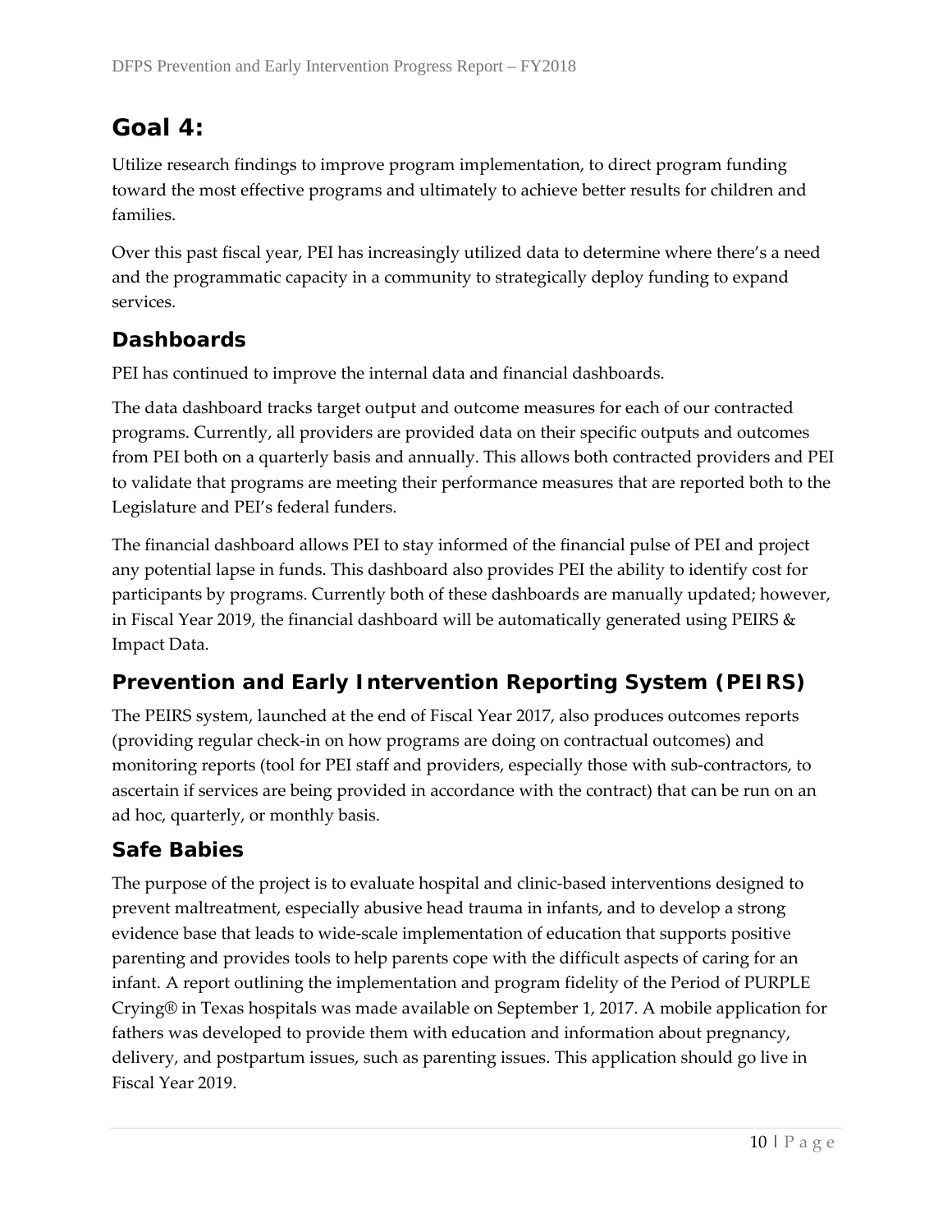## Goal 4:

Utilize research findings to improve program implementation, to direct program funding toward the most effective programs and ultimately to achieve better results for children and families.

Over this past fiscal year, PEI has increasingly utilized data to determine where there's a need and the programmatic capacity in a community to strategically deploy funding to expand services.

### Dashboards

PEI has continued to improve the internal data and financial dashboards.

The data dashboard tracks target output and outcome measures for each of our contracted programs. Currently, all providers are provided data on their specific outputs and outcomes from PEI both on a quarterly basis and annually. This allows both contracted providers and PEI to validate that programs are meeting their performance measures that are reported both to the Legislature and PEI's federal funders.

The financial dashboard allows PEI to stay informed of the financial pulse of PEI and project any potential lapse in funds. This dashboard also provides PEI the ability to identify cost for participants by programs. Currently both of these dashboards are manually updated; however, in Fiscal Year 2019, the financial dashboard will be automatically generated using PEIRS & Impact Data.

### Prevention and Early Intervention Reporting System (PEIRS)

The PEIRS system, launched at the end of Fiscal Year 2017, also produces outcomes reports (providing regular check-in on how programs are doing on contractual outcomes) and monitoring reports (tool for PEI staff and providers, especially those with sub-contractors, to ascertain if services are being provided in accordance with the contract) that can be run on an ad hoc, quarterly, or monthly basis.

### Safe Babies

The purpose of the project is to evaluate hospital and clinic-based interventions designed to prevent maltreatment, especially abusive head trauma in infants, and to develop a strong evidence base that leads to wide-scale implementation of education that supports positive parenting and provides tools to help parents cope with the difficult aspects of caring for an infant. A report outlining the implementation and program fidelity of the Period of PURPLE Crying® in Texas hospitals was made available on September 1, 2017. A mobile application for fathers was developed to provide them with education and information about pregnancy, delivery, and postpartum issues, such as parenting issues. This application should go live in Fiscal Year 2019.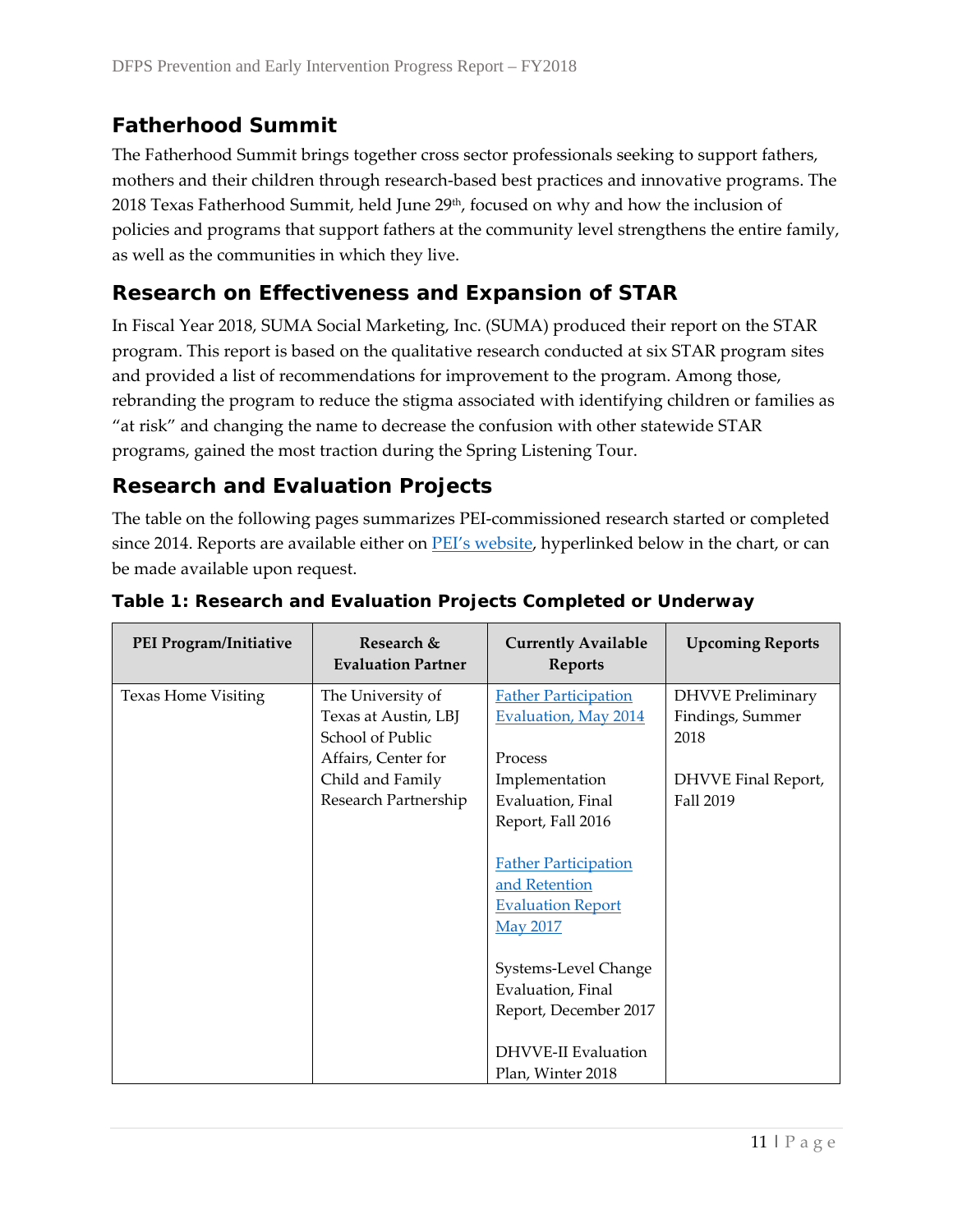## Fatherhood Summit

The Fatherhood Summit brings together cross sector professionals seeking to support fathers, mothers and their children through research-based best practices and innovative programs. The 2018 Texas Fatherhood Summit, held June 29th, focused on why and how the inclusion of policies and programs that support fathers at the community level strengthens the entire family, as well as the communities in which they live.

## Research on Effectiveness and Expansion of STAR

In Fiscal Year 2018, SUMA Social Marketing, Inc. (SUMA) produced their report on the STAR program. This report is based on the qualitative research conducted at six STAR program sites and provided a list of recommendations for improvement to the program. Among those, rebranding the program to reduce the stigma associated with identifying children or families as "at risk" and changing the name to decrease the confusion with other statewide STAR programs, gained the most traction during the Spring Listening Tour.

## Research and Evaluation Projects

The table on the following pages summarizes PEI-commissioned research started or completed since 2014. Reports are available either on PEI's website, hyperlinked below in the chart, or can be made available upon request.

**Table 1: Research and Evaluation Projects Completed or Underway**

| PEI Program/Initiative | Research & Evaluation Partner | Currently Available Reports | Upcoming Reports |
|---|---|---|---|
| Texas Home Visiting | The University of Texas at Austin, LBJ School of Public Affairs, Center for Child and Family Research Partnership | Father Participation Evaluation, May 2014<br><br>Process Implementation Evaluation, Final Report, Fall 2016<br><br>Father Participation and Retention Evaluation Report May 2017<br><br>Systems-Level Change Evaluation, Final Report, December 2017<br><br>DHVVE-II Evaluation Plan, Winter 2018 | DHVVE Preliminary Findings, Summer 2018<br><br>DHVVE Final Report, Fall 2019 |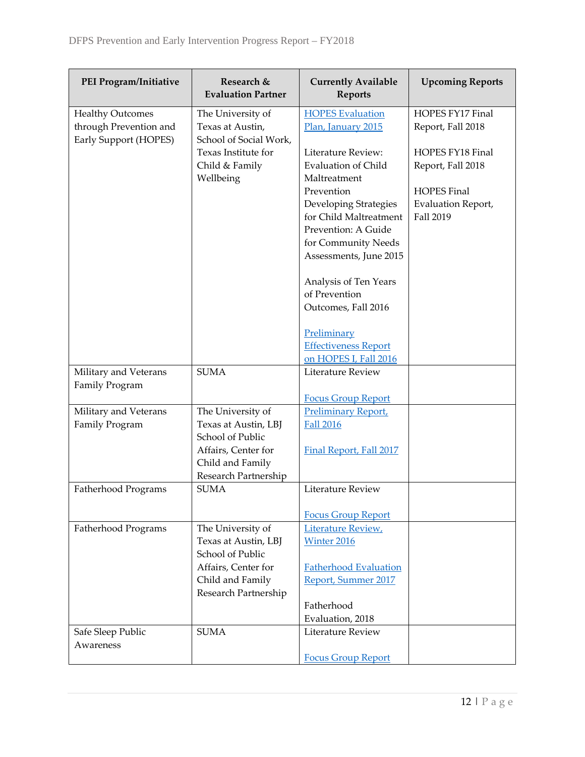| PEI Program/Initiative | Research & Evaluation Partner | Currently Available Reports | Upcoming Reports |
|---|---|---|---|
| Healthy Outcomes through Prevention and Early Support (HOPES) | The University of Texas at Austin, School of Social Work, Texas Institute for Child & Family Wellbeing | HOPES Evaluation Plan, January 2015<br><br>Literature Review: Evaluation of Child Maltreatment Prevention Developing Strategies for Child Maltreatment Prevention: A Guide for Community Needs Assessments, June 2015<br><br>Analysis of Ten Years of Prevention Outcomes, Fall 2016<br><br>Preliminary Effectiveness Report on HOPES I, Fall 2016 | HOPES FY17 Final Report, Fall 2018<br><br>HOPES FY18 Final Report, Fall 2018<br><br>HOPES Final Evaluation Report, Fall 2019 |
| Military and Veterans Family Program | SUMA | Literature Review<br><br>Focus Group Report | |
| Military and Veterans Family Program | The University of Texas at Austin, LBJ School of Public Affairs, Center for Child and Family Research Partnership | Preliminary Report, Fall 2016<br><br>Final Report, Fall 2017 | |
| Fatherhood Programs | SUMA | Literature Review<br><br>Focus Group Report | |
| Fatherhood Programs | The University of Texas at Austin, LBJ School of Public Affairs, Center for Child and Family Research Partnership | Literature Review, Winter 2016<br><br>Fatherhood Evaluation Report, Summer 2017<br><br>Fatherhood Evaluation, 2018 | |
| Safe Sleep Public Awareness | SUMA | Literature Review<br><br>Focus Group Report | |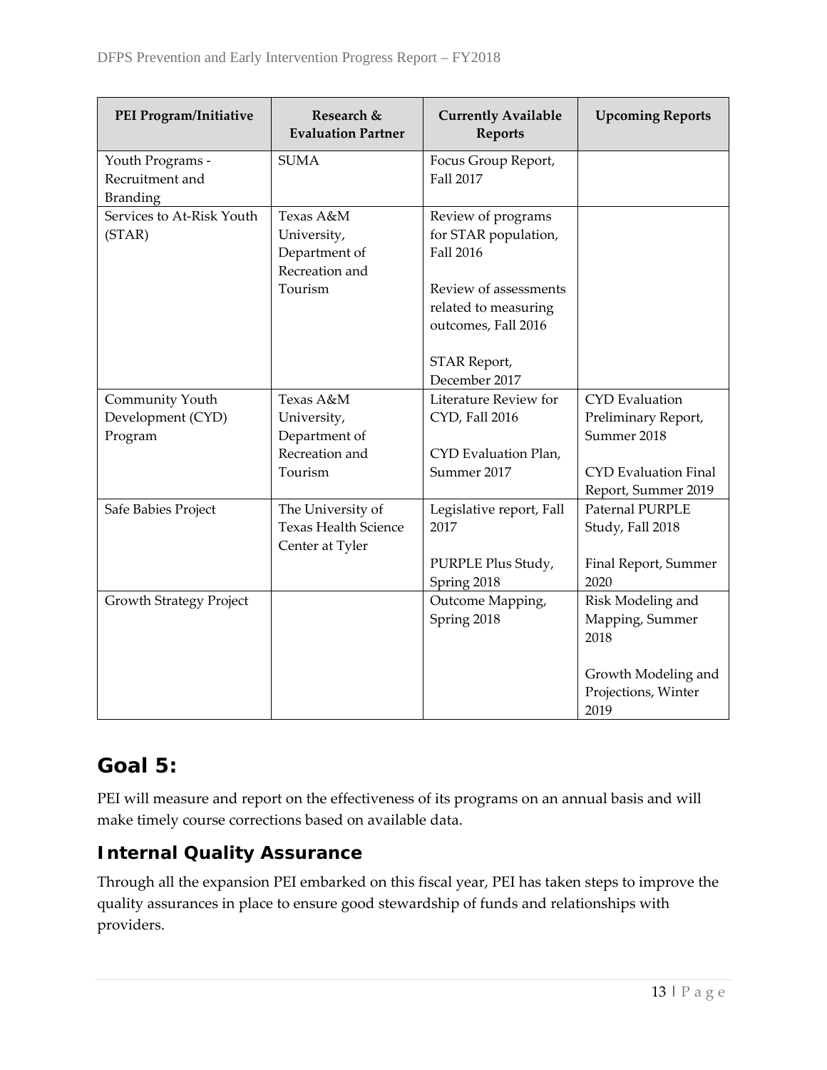| PEI Program/Initiative | Research & Evaluation Partner | Currently Available Reports | Upcoming Reports |
|---|---|---|---|
| Youth Programs - Recruitment and Branding | SUMA | Focus Group Report, Fall 2017 | |
| Services to At-Risk Youth (STAR) | Texas A&M University, Department of Recreation and Tourism | Review of programs for STAR population, Fall 2016<br><br>Review of assessments related to measuring outcomes, Fall 2016<br><br>STAR Report, December 2017 | |
| Community Youth Development (CYD) Program | Texas A&M University, Department of Recreation and Tourism | Literature Review for CYD, Fall 2016<br><br>CYD Evaluation Plan, Summer 2017 | CYD Evaluation Preliminary Report, Summer 2018<br><br>CYD Evaluation Final Report, Summer 2019 |
| Safe Babies Project | The University of Texas Health Science Center at Tyler | Legislative report, Fall 2017<br><br>PURPLE Plus Study, Spring 2018 | Paternal PURPLE Study, Fall 2018<br><br>Final Report, Summer 2020 |
| Growth Strategy Project | | Outcome Mapping, Spring 2018 | Risk Modeling and Mapping, Summer 2018<br><br>Growth Modeling and Projections, Winter 2019 |

## Goal 5:

PEI will measure and report on the effectiveness of its programs on an annual basis and will make timely course corrections based on available data.

### Internal Quality Assurance

Through all the expansion PEI embarked on this fiscal year, PEI has taken steps to improve the quality assurances in place to ensure good stewardship of funds and relationships with providers.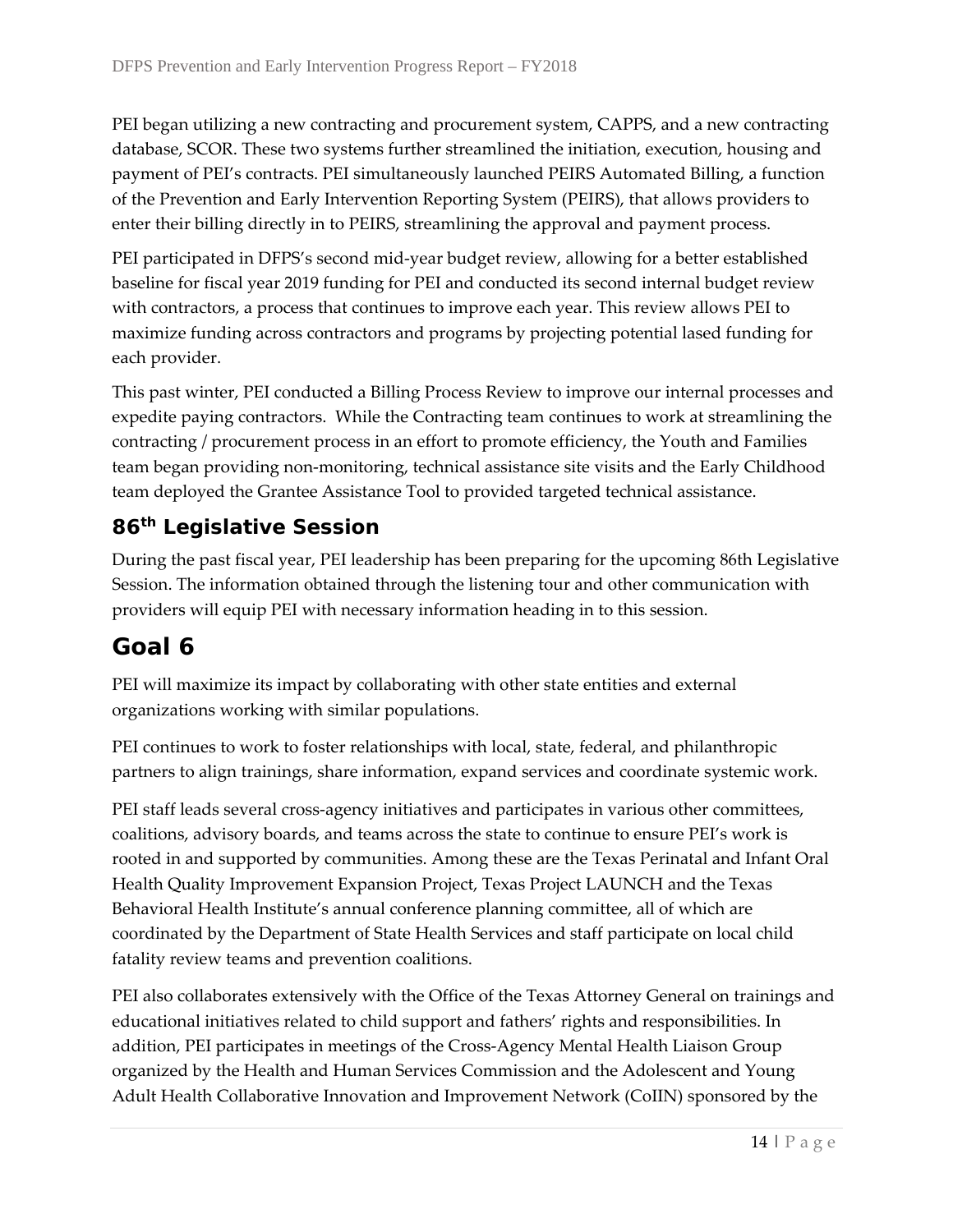PEI began utilizing a new contracting and procurement system, CAPPS, and a new contracting database, SCOR. These two systems further streamlined the initiation, execution, housing and payment of PEI's contracts. PEI simultaneously launched PEIRS Automated Billing, a function of the Prevention and Early Intervention Reporting System (PEIRS), that allows providers to enter their billing directly in to PEIRS, streamlining the approval and payment process.

PEI participated in DFPS's second mid-year budget review, allowing for a better established baseline for fiscal year 2019 funding for PEI and conducted its second internal budget review with contractors, a process that continues to improve each year. This review allows PEI to maximize funding across contractors and programs by projecting potential lased funding for each provider.

This past winter, PEI conducted a Billing Process Review to improve our internal processes and expedite paying contractors. While the Contracting team continues to work at streamlining the contracting / procurement process in an effort to promote efficiency, the Youth and Families team began providing non-monitoring, technical assistance site visits and the Early Childhood team deployed the Grantee Assistance Tool to provided targeted technical assistance.

### 86th Legislative Session

During the past fiscal year, PEI leadership has been preparing for the upcoming 86th Legislative Session. The information obtained through the listening tour and other communication with providers will equip PEI with necessary information heading in to this session.

## Goal 6

PEI will maximize its impact by collaborating with other state entities and external organizations working with similar populations.

PEI continues to work to foster relationships with local, state, federal, and philanthropic partners to align trainings, share information, expand services and coordinate systemic work.

PEI staff leads several cross-agency initiatives and participates in various other committees, coalitions, advisory boards, and teams across the state to continue to ensure PEI's work is rooted in and supported by communities. Among these are the Texas Perinatal and Infant Oral Health Quality Improvement Expansion Project, Texas Project LAUNCH and the Texas Behavioral Health Institute's annual conference planning committee, all of which are coordinated by the Department of State Health Services and staff participate on local child fatality review teams and prevention coalitions.

PEI also collaborates extensively with the Office of the Texas Attorney General on trainings and educational initiatives related to child support and fathers' rights and responsibilities. In addition, PEI participates in meetings of the Cross-Agency Mental Health Liaison Group organized by the Health and Human Services Commission and the Adolescent and Young Adult Health Collaborative Innovation and Improvement Network (CoIIN) sponsored by the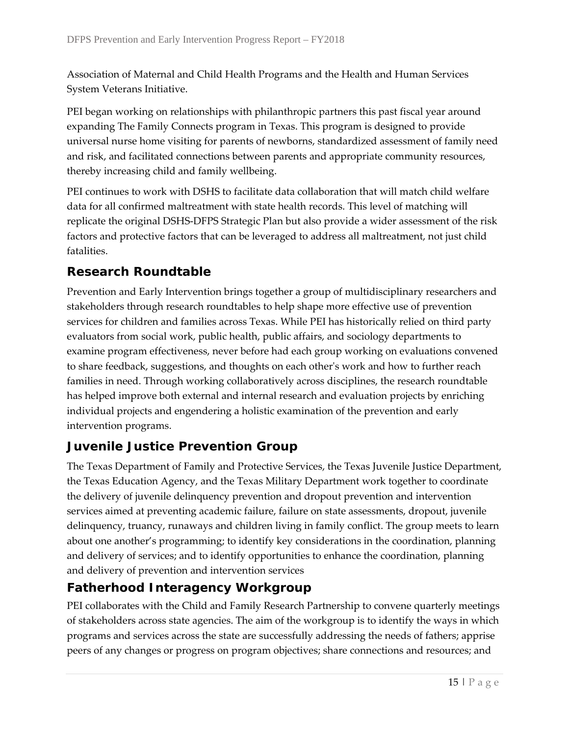Association of Maternal and Child Health Programs and the Health and Human Services System Veterans Initiative.

PEI began working on relationships with philanthropic partners this past fiscal year around expanding The Family Connects program in Texas. This program is designed to provide universal nurse home visiting for parents of newborns, standardized assessment of family need and risk, and facilitated connections between parents and appropriate community resources, thereby increasing child and family wellbeing.

PEI continues to work with DSHS to facilitate data collaboration that will match child welfare data for all confirmed maltreatment with state health records. This level of matching will replicate the original DSHS-DFPS Strategic Plan but also provide a wider assessment of the risk factors and protective factors that can be leveraged to address all maltreatment, not just child fatalities.

## Research Roundtable

Prevention and Early Intervention brings together a group of multidisciplinary researchers and stakeholders through research roundtables to help shape more effective use of prevention services for children and families across Texas. While PEI has historically relied on third party evaluators from social work, public health, public affairs, and sociology departments to examine program effectiveness, never before had each group working on evaluations convened to share feedback, suggestions, and thoughts on each other's work and how to further reach families in need. Through working collaboratively across disciplines, the research roundtable has helped improve both external and internal research and evaluation projects by enriching individual projects and engendering a holistic examination of the prevention and early intervention programs.

## Juvenile Justice Prevention Group

The Texas Department of Family and Protective Services, the Texas Juvenile Justice Department, the Texas Education Agency, and the Texas Military Department work together to coordinate the delivery of juvenile delinquency prevention and dropout prevention and intervention services aimed at preventing academic failure, failure on state assessments, dropout, juvenile delinquency, truancy, runaways and children living in family conflict. The group meets to learn about one another's programming; to identify key considerations in the coordination, planning and delivery of services; and to identify opportunities to enhance the coordination, planning and delivery of prevention and intervention services

## Fatherhood Interagency Workgroup

PEI collaborates with the Child and Family Research Partnership to convene quarterly meetings of stakeholders across state agencies. The aim of the workgroup is to identify the ways in which programs and services across the state are successfully addressing the needs of fathers; apprise peers of any changes or progress on program objectives; share connections and resources; and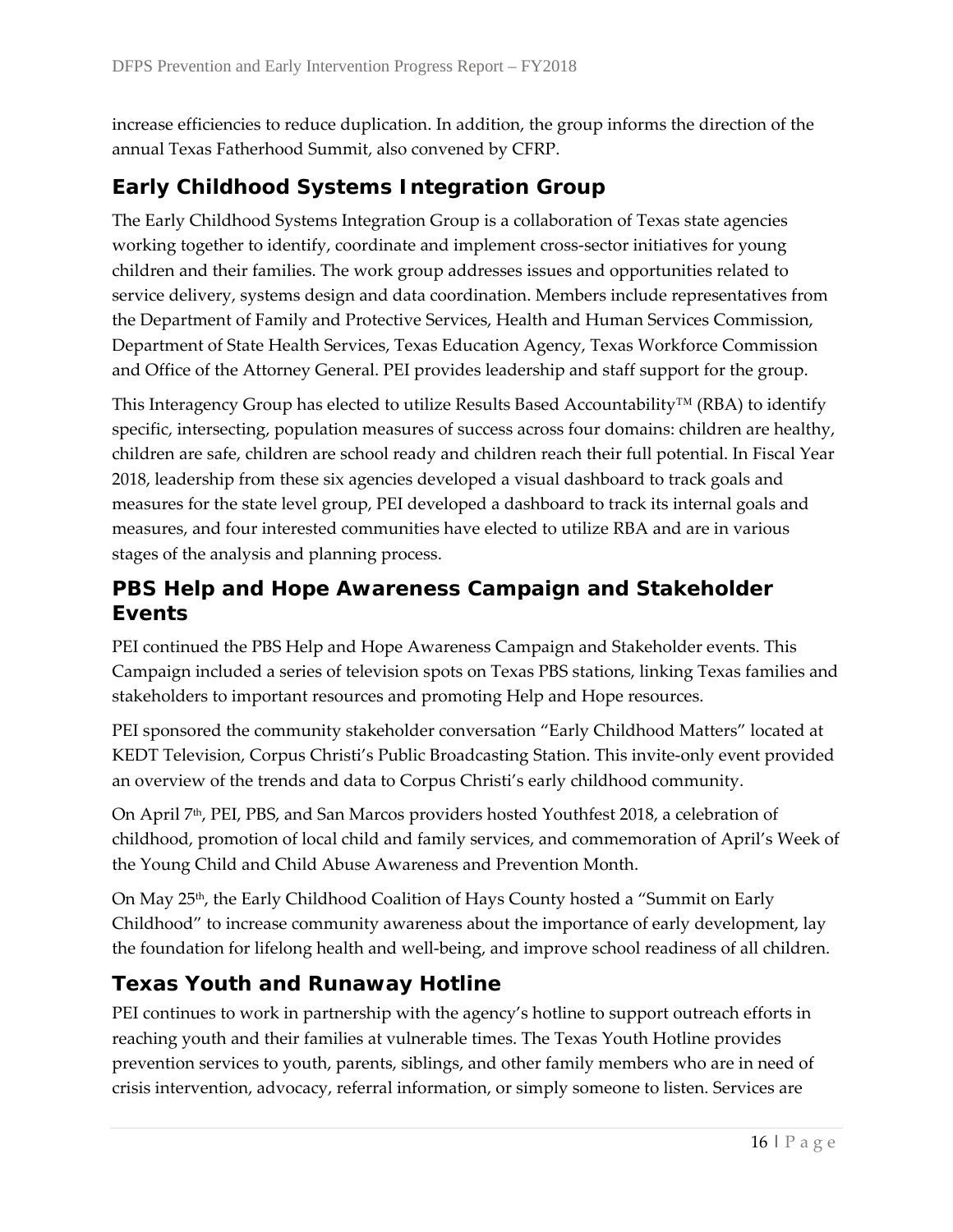increase efficiencies to reduce duplication. In addition, the group informs the direction of the annual Texas Fatherhood Summit, also convened by CFRP.

## Early Childhood Systems Integration Group

The Early Childhood Systems Integration Group is a collaboration of Texas state agencies working together to identify, coordinate and implement cross-sector initiatives for young children and their families. The work group addresses issues and opportunities related to service delivery, systems design and data coordination. Members include representatives from the Department of Family and Protective Services, Health and Human Services Commission, Department of State Health Services, Texas Education Agency, Texas Workforce Commission and Office of the Attorney General. PEI provides leadership and staff support for the group.

This Interagency Group has elected to utilize Results Based Accountability™ (RBA) to identify specific, intersecting, population measures of success across four domains: children are healthy, children are safe, children are school ready and children reach their full potential. In Fiscal Year 2018, leadership from these six agencies developed a visual dashboard to track goals and measures for the state level group, PEI developed a dashboard to track its internal goals and measures, and four interested communities have elected to utilize RBA and are in various stages of the analysis and planning process.

## PBS Help and Hope Awareness Campaign and Stakeholder Events

PEI continued the PBS Help and Hope Awareness Campaign and Stakeholder events. This Campaign included a series of television spots on Texas PBS stations, linking Texas families and stakeholders to important resources and promoting Help and Hope resources.

PEI sponsored the community stakeholder conversation "Early Childhood Matters" located at KEDT Television, Corpus Christi's Public Broadcasting Station. This invite-only event provided an overview of the trends and data to Corpus Christi's early childhood community.

On April 7th, PEI, PBS, and San Marcos providers hosted Youthfest 2018, a celebration of childhood, promotion of local child and family services, and commemoration of April's Week of the Young Child and Child Abuse Awareness and Prevention Month.

On May 25th, the Early Childhood Coalition of Hays County hosted a "Summit on Early Childhood" to increase community awareness about the importance of early development, lay the foundation for lifelong health and well-being, and improve school readiness of all children.

## Texas Youth and Runaway Hotline

PEI continues to work in partnership with the agency's hotline to support outreach efforts in reaching youth and their families at vulnerable times. The Texas Youth Hotline provides prevention services to youth, parents, siblings, and other family members who are in need of crisis intervention, advocacy, referral information, or simply someone to listen. Services are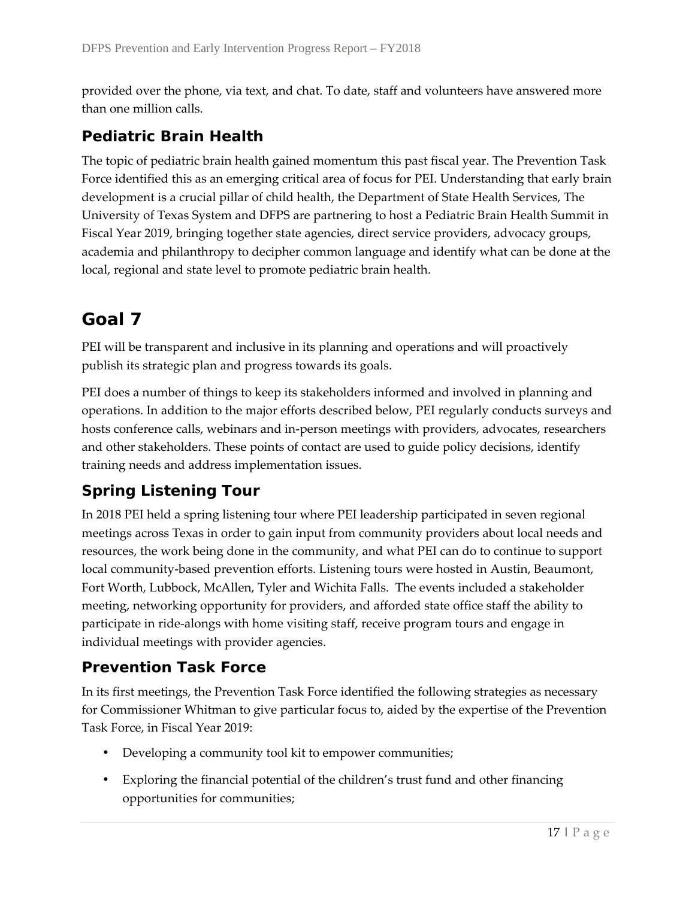provided over the phone, via text, and chat. To date, staff and volunteers have answered more than one million calls.

## Pediatric Brain Health

The topic of pediatric brain health gained momentum this past fiscal year. The Prevention Task Force identified this as an emerging critical area of focus for PEI. Understanding that early brain development is a crucial pillar of child health, the Department of State Health Services, The University of Texas System and DFPS are partnering to host a Pediatric Brain Health Summit in Fiscal Year 2019, bringing together state agencies, direct service providers, advocacy groups, academia and philanthropy to decipher common language and identify what can be done at the local, regional and state level to promote pediatric brain health.

# Goal 7

PEI will be transparent and inclusive in its planning and operations and will proactively publish its strategic plan and progress towards its goals.

PEI does a number of things to keep its stakeholders informed and involved in planning and operations. In addition to the major efforts described below, PEI regularly conducts surveys and hosts conference calls, webinars and in-person meetings with providers, advocates, researchers and other stakeholders. These points of contact are used to guide policy decisions, identify training needs and address implementation issues.

## Spring Listening Tour

In 2018 PEI held a spring listening tour where PEI leadership participated in seven regional meetings across Texas in order to gain input from community providers about local needs and resources, the work being done in the community, and what PEI can do to continue to support local community-based prevention efforts. Listening tours were hosted in Austin, Beaumont, Fort Worth, Lubbock, McAllen, Tyler and Wichita Falls. The events included a stakeholder meeting, networking opportunity for providers, and afforded state office staff the ability to participate in ride-alongs with home visiting staff, receive program tours and engage in individual meetings with provider agencies.

## Prevention Task Force

In its first meetings, the Prevention Task Force identified the following strategies as necessary for Commissioner Whitman to give particular focus to, aided by the expertise of the Prevention Task Force, in Fiscal Year 2019:

- Developing a community tool kit to empower communities;
- Exploring the financial potential of the children's trust fund and other financing opportunities for communities;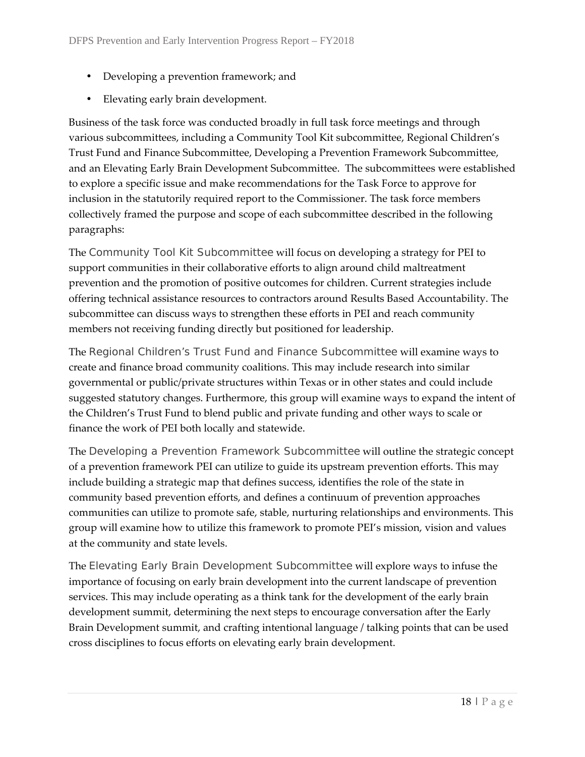- Developing a prevention framework; and
- Elevating early brain development.

Business of the task force was conducted broadly in full task force meetings and through various subcommittees, including a Community Tool Kit subcommittee, Regional Children's Trust Fund and Finance Subcommittee, Developing a Prevention Framework Subcommittee, and an Elevating Early Brain Development Subcommittee. The subcommittees were established to explore a specific issue and make recommendations for the Task Force to approve for inclusion in the statutorily required report to the Commissioner. The task force members collectively framed the purpose and scope of each subcommittee described in the following paragraphs:

The Community Tool Kit Subcommittee will focus on developing a strategy for PEI to support communities in their collaborative efforts to align around child maltreatment prevention and the promotion of positive outcomes for children. Current strategies include offering technical assistance resources to contractors around Results Based Accountability. The subcommittee can discuss ways to strengthen these efforts in PEI and reach community members not receiving funding directly but positioned for leadership.

The Regional Children's Trust Fund and Finance Subcommittee will examine ways to create and finance broad community coalitions. This may include research into similar governmental or public/private structures within Texas or in other states and could include suggested statutory changes. Furthermore, this group will examine ways to expand the intent of the Children's Trust Fund to blend public and private funding and other ways to scale or finance the work of PEI both locally and statewide.

The Developing a Prevention Framework Subcommittee will outline the strategic concept of a prevention framework PEI can utilize to guide its upstream prevention efforts. This may include building a strategic map that defines success, identifies the role of the state in community based prevention efforts, and defines a continuum of prevention approaches communities can utilize to promote safe, stable, nurturing relationships and environments. This group will examine how to utilize this framework to promote PEI's mission, vision and values at the community and state levels.

The Elevating Early Brain Development Subcommittee will explore ways to infuse the importance of focusing on early brain development into the current landscape of prevention services. This may include operating as a think tank for the development of the early brain development summit, determining the next steps to encourage conversation after the Early Brain Development summit, and crafting intentional language / talking points that can be used cross disciplines to focus efforts on elevating early brain development.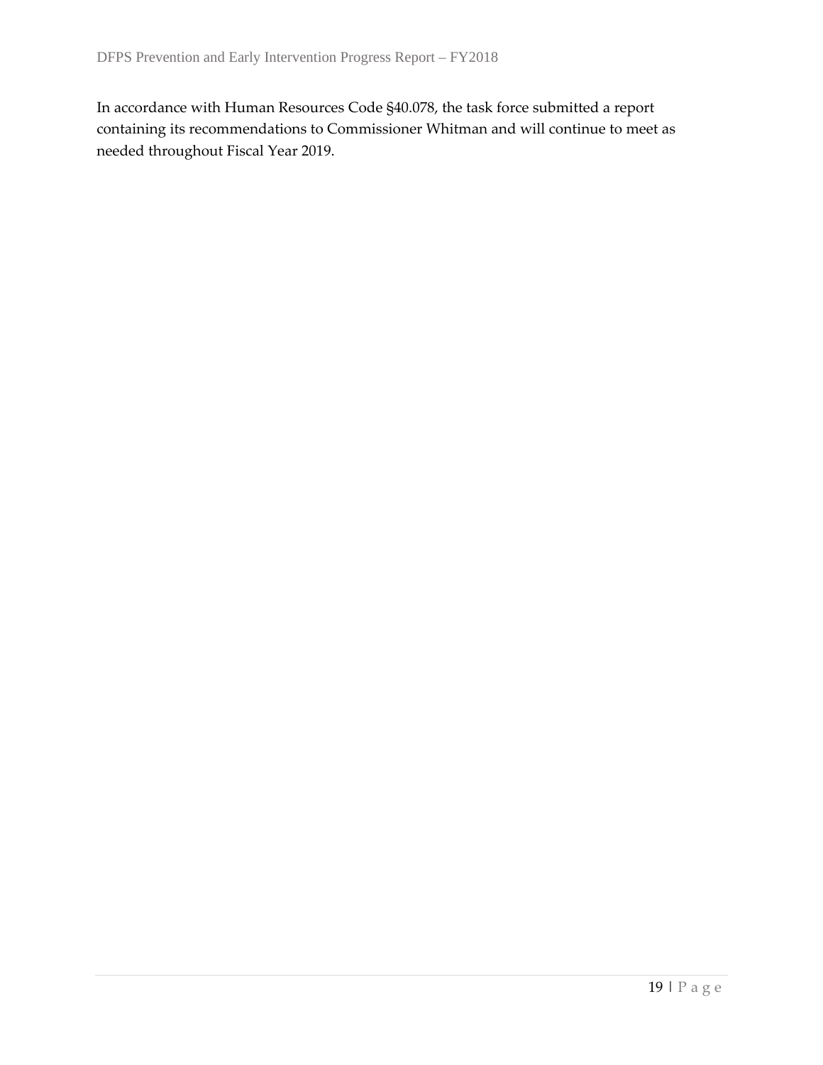In accordance with Human Resources Code §40.078, the task force submitted a report containing its recommendations to Commissioner Whitman and will continue to meet as needed throughout Fiscal Year 2019.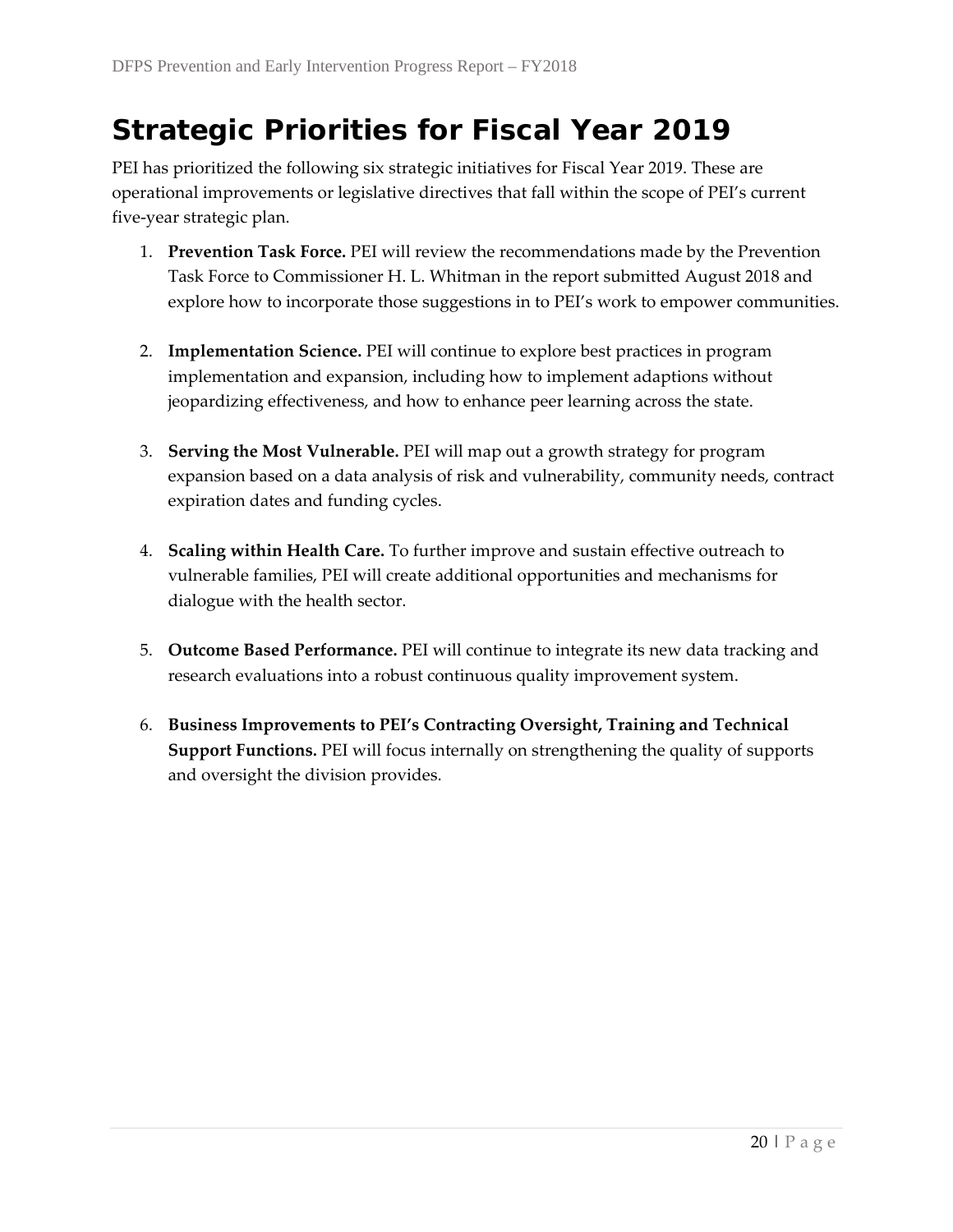# Strategic Priorities for Fiscal Year 2019

PEI has prioritized the following six strategic initiatives for Fiscal Year 2019. These are operational improvements or legislative directives that fall within the scope of PEI's current five-year strategic plan.

1. **Prevention Task Force.** PEI will review the recommendations made by the Prevention Task Force to Commissioner H. L. Whitman in the report submitted August 2018 and explore how to incorporate those suggestions in to PEI's work to empower communities.

2. **Implementation Science.** PEI will continue to explore best practices in program implementation and expansion, including how to implement adaptions without jeopardizing effectiveness, and how to enhance peer learning across the state.

3. **Serving the Most Vulnerable.** PEI will map out a growth strategy for program expansion based on a data analysis of risk and vulnerability, community needs, contract expiration dates and funding cycles.

4. **Scaling within Health Care.** To further improve and sustain effective outreach to vulnerable families, PEI will create additional opportunities and mechanisms for dialogue with the health sector.

5. **Outcome Based Performance.** PEI will continue to integrate its new data tracking and research evaluations into a robust continuous quality improvement system.

6. **Business Improvements to PEI's Contracting Oversight, Training and Technical Support Functions.** PEI will focus internally on strengthening the quality of supports and oversight the division provides.